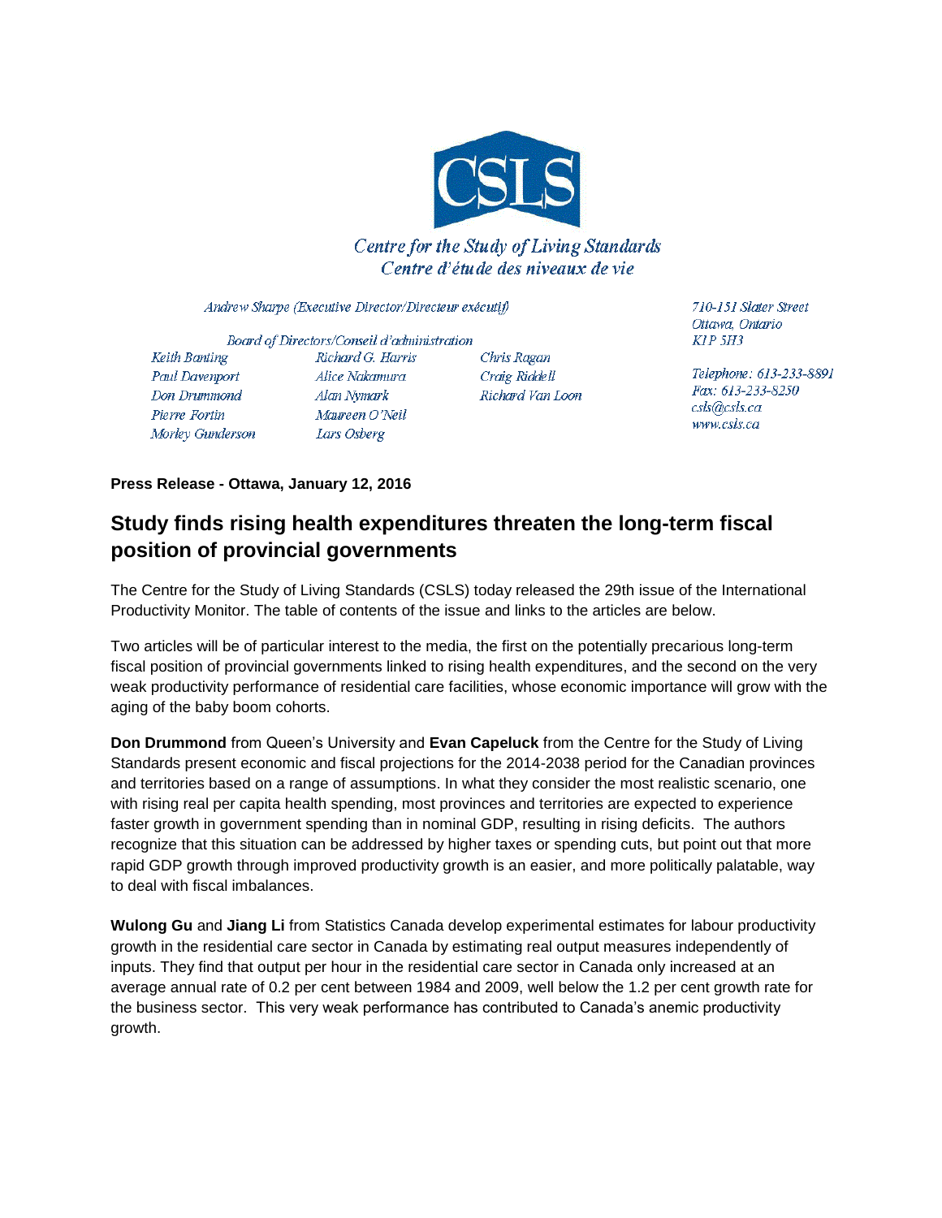CSLS

*Centre for the Study of Living Standards*
*Centre d'étude des niveaux de vie*

*Andrew Sharpe (Executive Director/Directeur exécutif)*

*Board of Directors/Conseil d'administration*

*Keith Banting*
*Paul Davenport*
*Don Drummond*
*Pierre Fortin*
*Morley Gunderson*
*Richard G. Harris*
*Alice Nakamura*
*Alan Nymark*
*Maureen O'Neil*
*Lars Osberg*
*Chris Ragan*
*Craig Riddell*
*Richard Van Loon*

*710-151 Slater Street*
*Ottawa, Ontario*
*K1P 5H3*

*Telephone: 613-233-8891*
*Fax: 613-233-8250*
*csls@csls.ca*
*www.csls.ca*

**Press Release - Ottawa, January 12, 2016**

## Study finds rising health expenditures threaten the long-term fiscal position of provincial governments

The Centre for the Study of Living Standards (CSLS) today released the 29th issue of the International Productivity Monitor. The table of contents of the issue and links to the articles are below.

Two articles will be of particular interest to the media, the first on the potentially precarious long-term fiscal position of provincial governments linked to rising health expenditures, and the second on the very weak productivity performance of residential care facilities, whose economic importance will grow with the aging of the baby boom cohorts.

**Don Drummond** from Queen's University and **Evan Capeluck** from the Centre for the Study of Living Standards present economic and fiscal projections for the 2014-2038 period for the Canadian provinces and territories based on a range of assumptions. In what they consider the most realistic scenario, one with rising real per capita health spending, most provinces and territories are expected to experience faster growth in government spending than in nominal GDP, resulting in rising deficits. The authors recognize that this situation can be addressed by higher taxes or spending cuts, but point out that more rapid GDP growth through improved productivity growth is an easier, and more politically palatable, way to deal with fiscal imbalances.

**Wulong Gu** and **Jiang Li** from Statistics Canada develop experimental estimates for labour productivity growth in the residential care sector in Canada by estimating real output measures independently of inputs. They find that output per hour in the residential care sector in Canada only increased at an average annual rate of 0.2 per cent between 1984 and 2009, well below the 1.2 per cent growth rate for the business sector. This very weak performance has contributed to Canada's anemic productivity growth.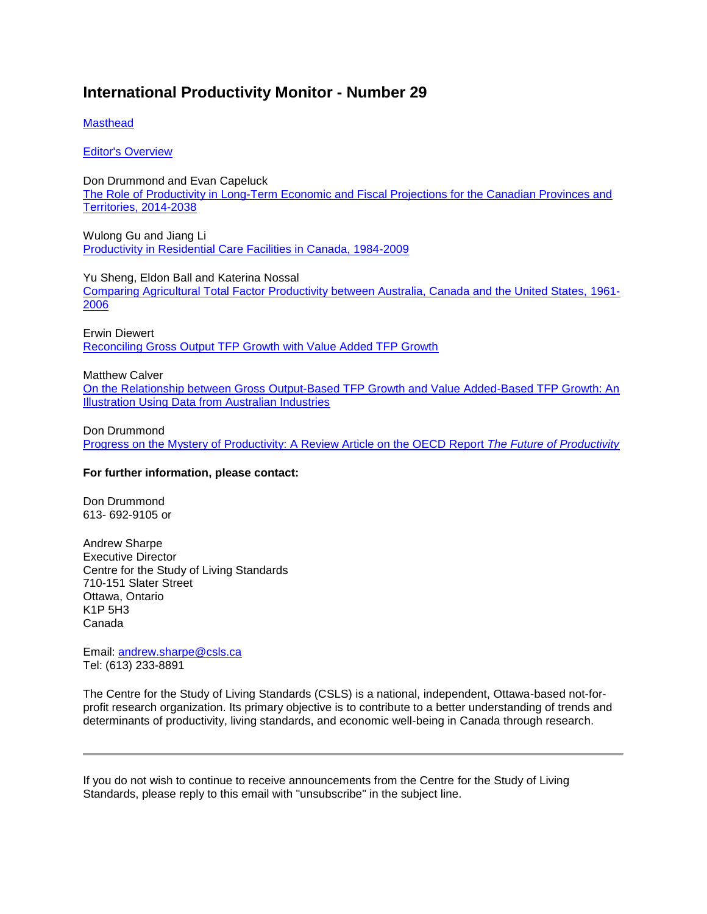# International Productivity Monitor - Number 29

[Masthead]

[Editor's Overview]

Don Drummond and Evan Capeluck
[The Role of Productivity in Long-Term Economic and Fiscal Projections for the Canadian Provinces and Territories, 2014-2038]

Wulong Gu and Jiang Li
[Productivity in Residential Care Facilities in Canada, 1984-2009]

Yu Sheng, Eldon Ball and Katerina Nossal
[Comparing Agricultural Total Factor Productivity between Australia, Canada and the United States, 1961-2006]

Erwin Diewert
[Reconciling Gross Output TFP Growth with Value Added TFP Growth]

Matthew Calver
[On the Relationship between Gross Output-Based TFP Growth and Value Added-Based TFP Growth: An Illustration Using Data from Australian Industries]

Don Drummond
[Progress on the Mystery of Productivity: A Review Article on the OECD Report *The Future of Productivity*]

**For further information, please contact:**

Don Drummond
613- 692-9105 or

Andrew Sharpe
Executive Director
Centre for the Study of Living Standards
710-151 Slater Street
Ottawa, Ontario
K1P 5H3
Canada

Email: andrew.sharpe@csls.ca
Tel: (613) 233-8891

The Centre for the Study of Living Standards (CSLS) is a national, independent, Ottawa-based not-for-profit research organization. Its primary objective is to contribute to a better understanding of trends and determinants of productivity, living standards, and economic well-being in Canada through research.

---

If you do not wish to continue to receive announcements from the Centre for the Study of Living Standards, please reply to this email with "unsubscribe" in the subject line.